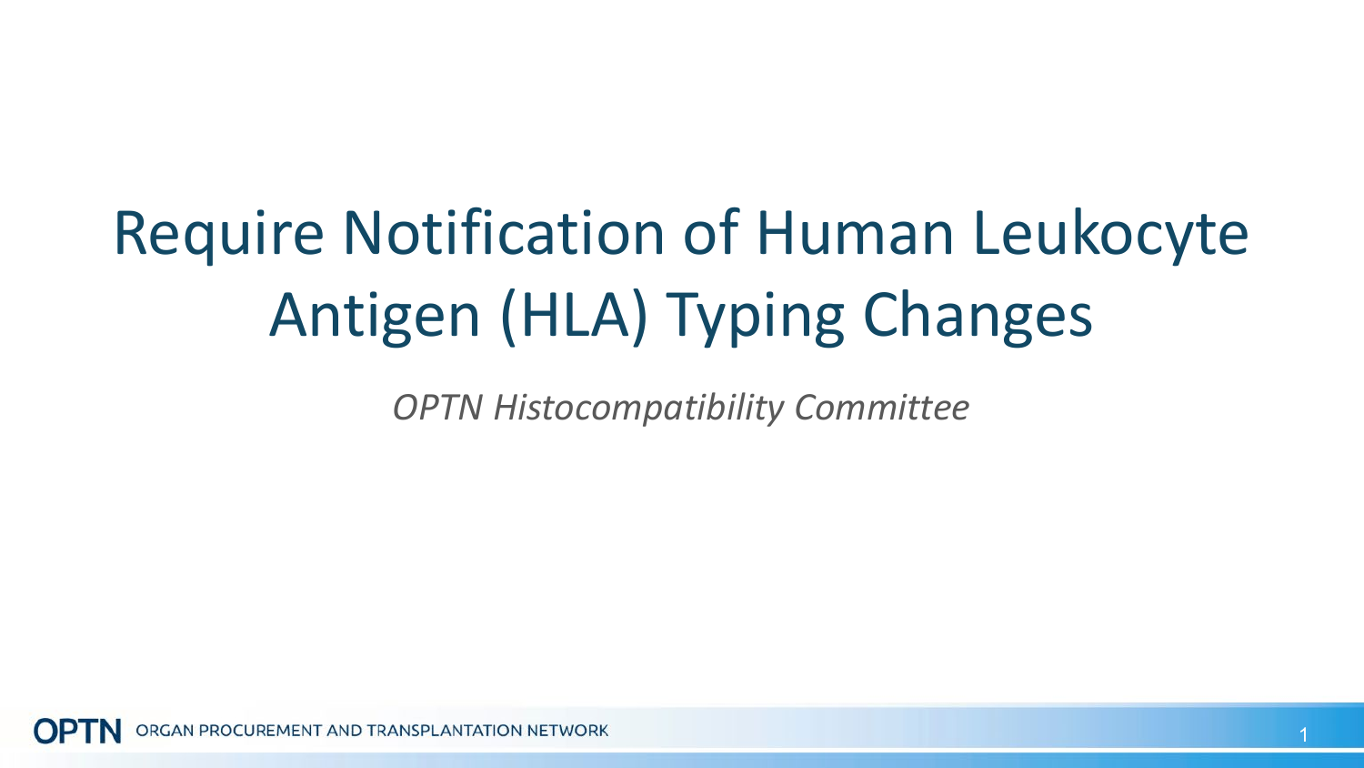# Require Notification of Human Leukocyte Antigen (HLA) Typing Changes

*OPTN Histocompatibility Committee*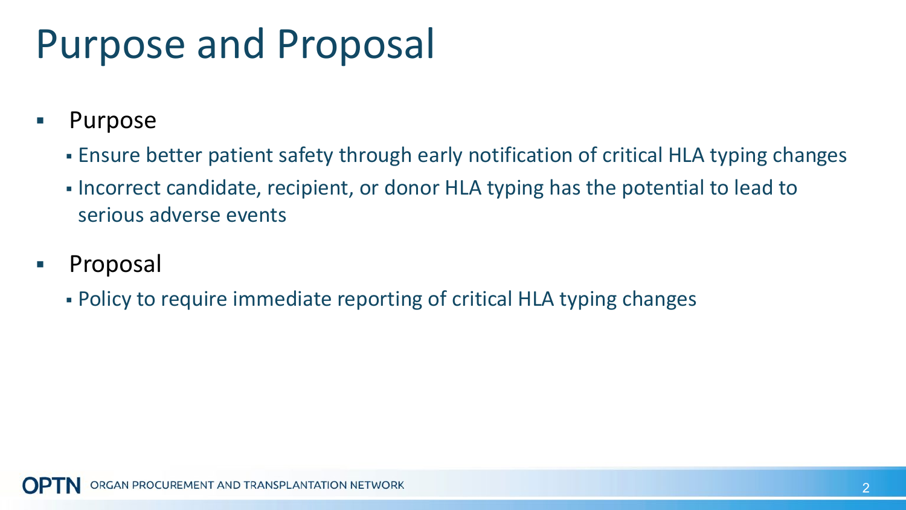# Purpose and Proposal

- Purpose
  - Ensure better patient safety through early notification of critical HLA typing changes
  - Incorrect candidate, recipient, or donor HLA typing has the potential to lead to serious adverse events
- Proposal
  - Policy to require immediate reporting of critical HLA typing changes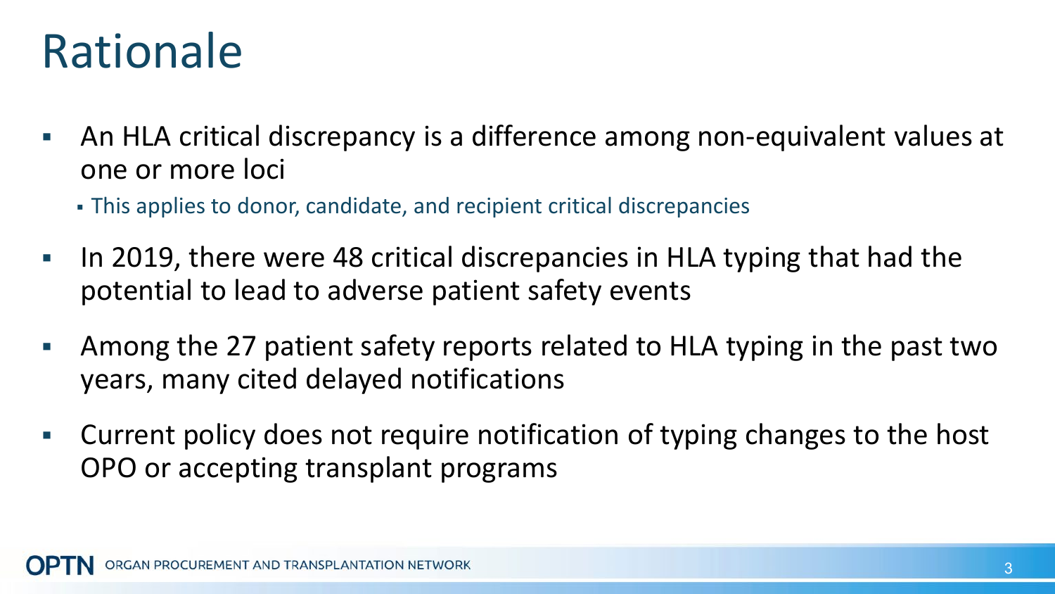# Rationale

- An HLA critical discrepancy is a difference among non-equivalent values at one or more loci
  - This applies to donor, candidate, and recipient critical discrepancies
- In 2019, there were 48 critical discrepancies in HLA typing that had the potential to lead to adverse patient safety events
- Among the 27 patient safety reports related to HLA typing in the past two years, many cited delayed notifications
- Current policy does not require notification of typing changes to the host OPO or accepting transplant programs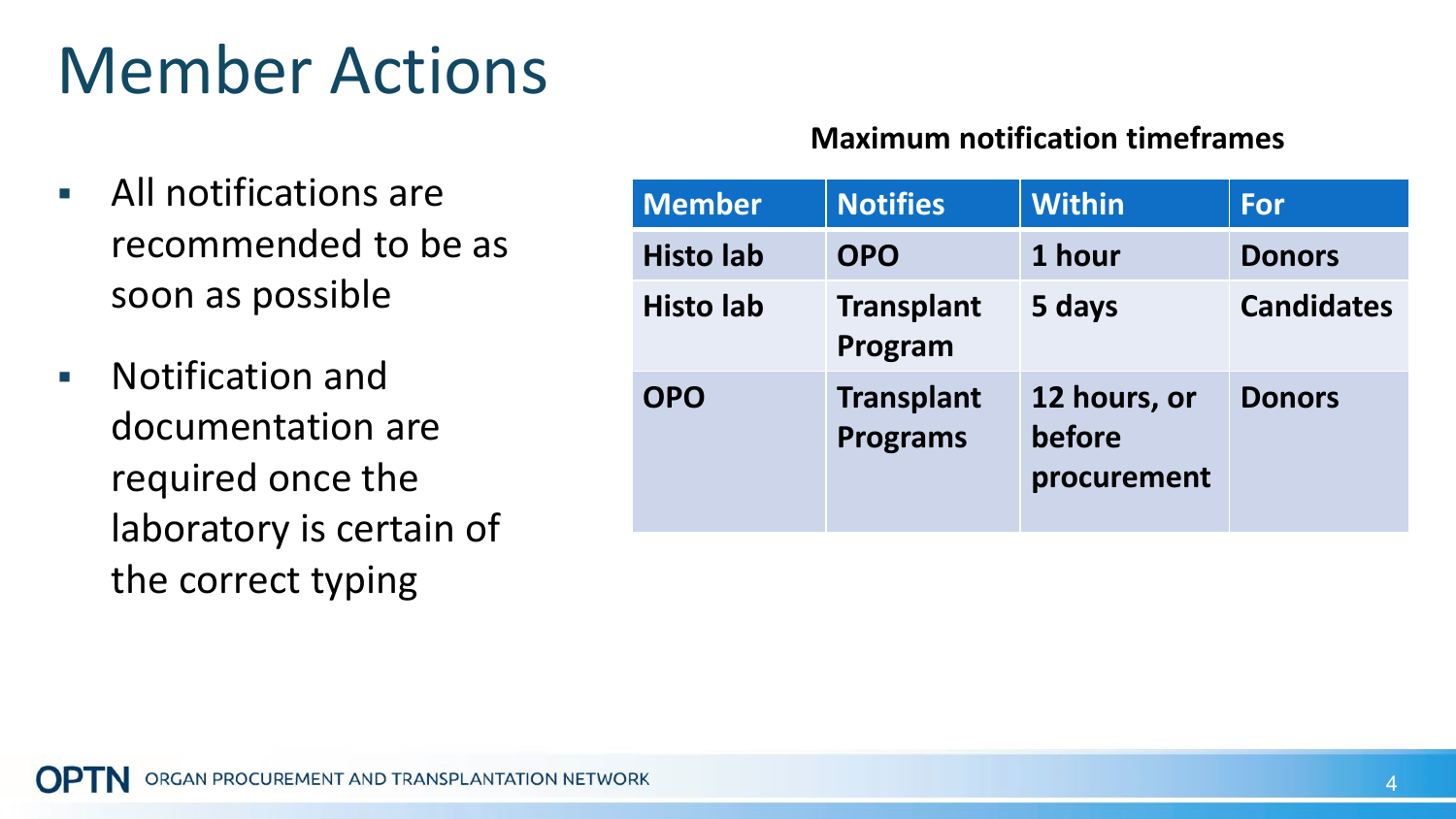# Member Actions

- All notifications are recommended to be as soon as possible
- Notification and documentation are required once the laboratory is certain of the correct typing

**Maximum notification timeframes**

| Member | Notifies | Within | For |
|---|---|---|---|
| Histo lab | OPO | 1 hour | Donors |
| Histo lab | Transplant Program | 5 days | Candidates |
| OPO | Transplant Programs | 12 hours, or before procurement | Donors |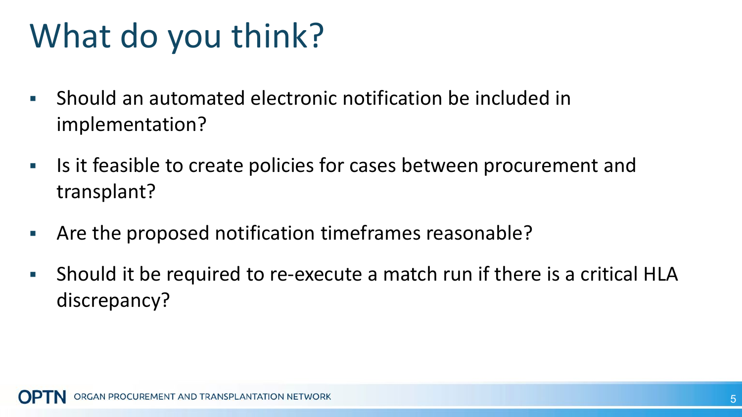# What do you think?

- Should an automated electronic notification be included in implementation?
- Is it feasible to create policies for cases between procurement and transplant?
- Are the proposed notification timeframes reasonable?
- Should it be required to re-execute a match run if there is a critical HLA discrepancy?